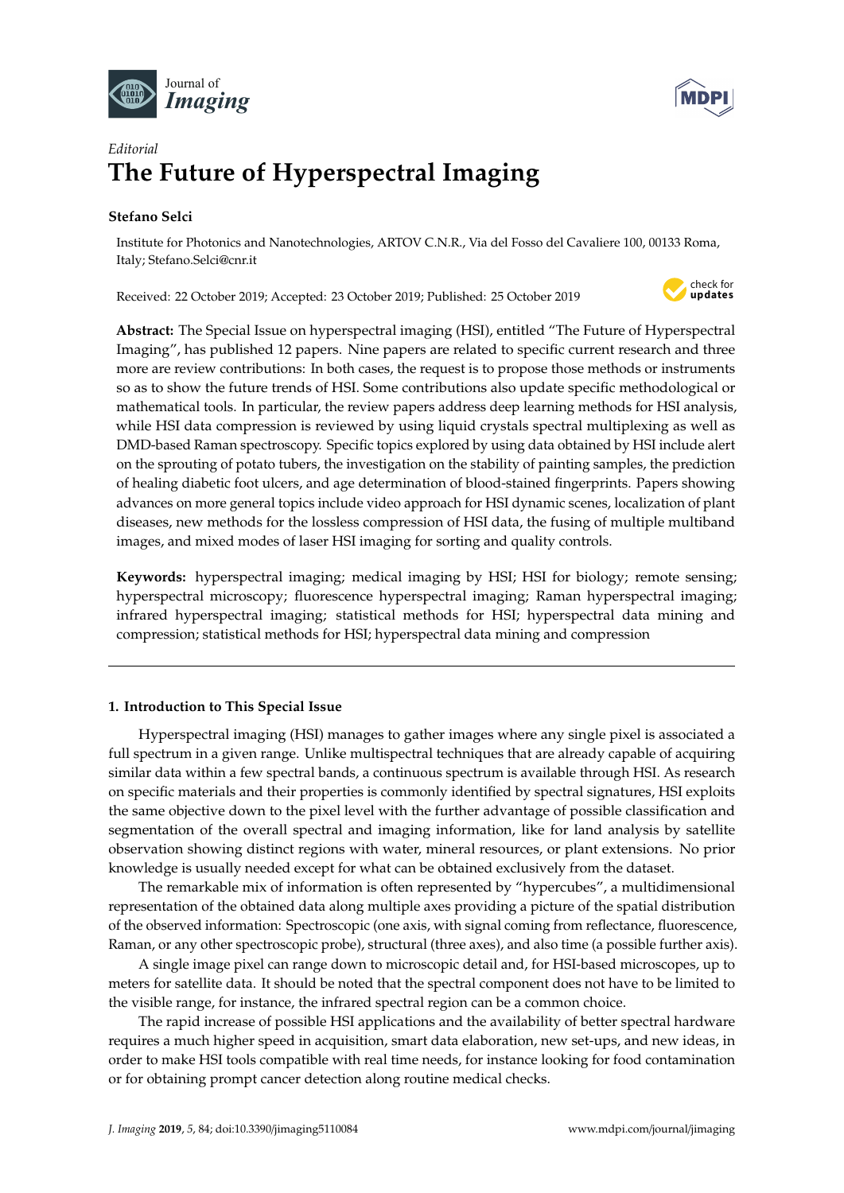*Editorial*

# The Future of Hyperspectral Imaging

**Stefano Selci**

Institute for Photonics and Nanotechnologies, ARTOV C.N.R., Via del Fosso del Cavaliere 100, 00133 Roma, Italy; Stefano.Selci@cnr.it

Received: 22 October 2019; Accepted: 23 October 2019; Published: 25 October 2019

**Abstract:** The Special Issue on hyperspectral imaging (HSI), entitled "The Future of Hyperspectral Imaging", has published 12 papers. Nine papers are related to specific current research and three more are review contributions: In both cases, the request is to propose those methods or instruments so as to show the future trends of HSI. Some contributions also update specific methodological or mathematical tools. In particular, the review papers address deep learning methods for HSI analysis, while HSI data compression is reviewed by using liquid crystals spectral multiplexing as well as DMD-based Raman spectroscopy. Specific topics explored by using data obtained by HSI include alert on the sprouting of potato tubers, the investigation on the stability of painting samples, the prediction of healing diabetic foot ulcers, and age determination of blood-stained fingerprints. Papers showing advances on more general topics include video approach for HSI dynamic scenes, localization of plant diseases, new methods for the lossless compression of HSI data, the fusing of multiple multiband images, and mixed modes of laser HSI imaging for sorting and quality controls.

**Keywords:** hyperspectral imaging; medical imaging by HSI; HSI for biology; remote sensing; hyperspectral microscopy; fluorescence hyperspectral imaging; Raman hyperspectral imaging; infrared hyperspectral imaging; statistical methods for HSI; hyperspectral data mining and compression; statistical methods for HSI; hyperspectral data mining and compression

---

## 1. Introduction to This Special Issue

Hyperspectral imaging (HSI) manages to gather images where any single pixel is associated a full spectrum in a given range. Unlike multispectral techniques that are already capable of acquiring similar data within a few spectral bands, a continuous spectrum is available through HSI. As research on specific materials and their properties is commonly identified by spectral signatures, HSI exploits the same objective down to the pixel level with the further advantage of possible classification and segmentation of the overall spectral and imaging information, like for land analysis by satellite observation showing distinct regions with water, mineral resources, or plant extensions. No prior knowledge is usually needed except for what can be obtained exclusively from the dataset.

The remarkable mix of information is often represented by "hypercubes", a multidimensional representation of the obtained data along multiple axes providing a picture of the spatial distribution of the observed information: Spectroscopic (one axis, with signal coming from reflectance, fluorescence, Raman, or any other spectroscopic probe), structural (three axes), and also time (a possible further axis).

A single image pixel can range down to microscopic detail and, for HSI-based microscopes, up to meters for satellite data. It should be noted that the spectral component does not have to be limited to the visible range, for instance, the infrared spectral region can be a common choice.

The rapid increase of possible HSI applications and the availability of better spectral hardware requires a much higher speed in acquisition, smart data elaboration, new set-ups, and new ideas, in order to make HSI tools compatible with real time needs, for instance looking for food contamination or for obtaining prompt cancer detection along routine medical checks.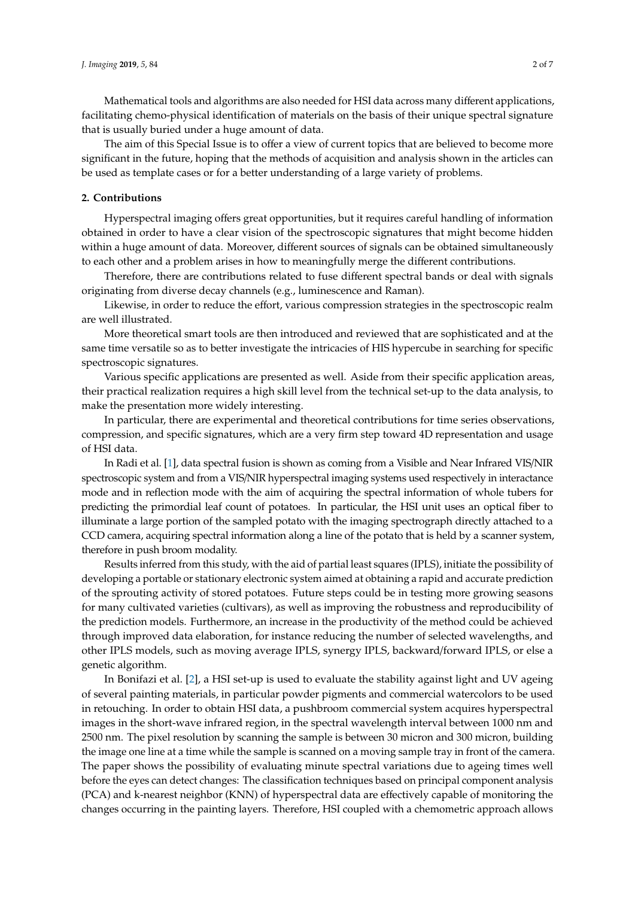Mathematical tools and algorithms are also needed for HSI data across many different applications, facilitating chemo-physical identification of materials on the basis of their unique spectral signature that is usually buried under a huge amount of data.

The aim of this Special Issue is to offer a view of current topics that are believed to become more significant in the future, hoping that the methods of acquisition and analysis shown in the articles can be used as template cases or for a better understanding of a large variety of problems.

## 2. Contributions

Hyperspectral imaging offers great opportunities, but it requires careful handling of information obtained in order to have a clear vision of the spectroscopic signatures that might become hidden within a huge amount of data. Moreover, different sources of signals can be obtained simultaneously to each other and a problem arises in how to meaningfully merge the different contributions.

Therefore, there are contributions related to fuse different spectral bands or deal with signals originating from diverse decay channels (e.g., luminescence and Raman).

Likewise, in order to reduce the effort, various compression strategies in the spectroscopic realm are well illustrated.

More theoretical smart tools are then introduced and reviewed that are sophisticated and at the same time versatile so as to better investigate the intricacies of HIS hypercube in searching for specific spectroscopic signatures.

Various specific applications are presented as well. Aside from their specific application areas, their practical realization requires a high skill level from the technical set-up to the data analysis, to make the presentation more widely interesting.

In particular, there are experimental and theoretical contributions for time series observations, compression, and specific signatures, which are a very firm step toward 4D representation and usage of HSI data.

In Radi et al. [1], data spectral fusion is shown as coming from a Visible and Near Infrared VIS/NIR spectroscopic system and from a VIS/NIR hyperspectral imaging systems used respectively in interactance mode and in reflection mode with the aim of acquiring the spectral information of whole tubers for predicting the primordial leaf count of potatoes. In particular, the HSI unit uses an optical fiber to illuminate a large portion of the sampled potato with the imaging spectrograph directly attached to a CCD camera, acquiring spectral information along a line of the potato that is held by a scanner system, therefore in push broom modality.

Results inferred from this study, with the aid of partial least squares (IPLS), initiate the possibility of developing a portable or stationary electronic system aimed at obtaining a rapid and accurate prediction of the sprouting activity of stored potatoes. Future steps could be in testing more growing seasons for many cultivated varieties (cultivars), as well as improving the robustness and reproducibility of the prediction models. Furthermore, an increase in the productivity of the method could be achieved through improved data elaboration, for instance reducing the number of selected wavelengths, and other IPLS models, such as moving average IPLS, synergy IPLS, backward/forward IPLS, or else a genetic algorithm.

In Bonifazi et al. [2], a HSI set-up is used to evaluate the stability against light and UV ageing of several painting materials, in particular powder pigments and commercial watercolors to be used in retouching. In order to obtain HSI data, a pushbroom commercial system acquires hyperspectral images in the short-wave infrared region, in the spectral wavelength interval between 1000 nm and 2500 nm. The pixel resolution by scanning the sample is between 30 micron and 300 micron, building the image one line at a time while the sample is scanned on a moving sample tray in front of the camera. The paper shows the possibility of evaluating minute spectral variations due to ageing times well before the eyes can detect changes: The classification techniques based on principal component analysis (PCA) and k-nearest neighbor (KNN) of hyperspectral data are effectively capable of monitoring the changes occurring in the painting layers. Therefore, HSI coupled with a chemometric approach allows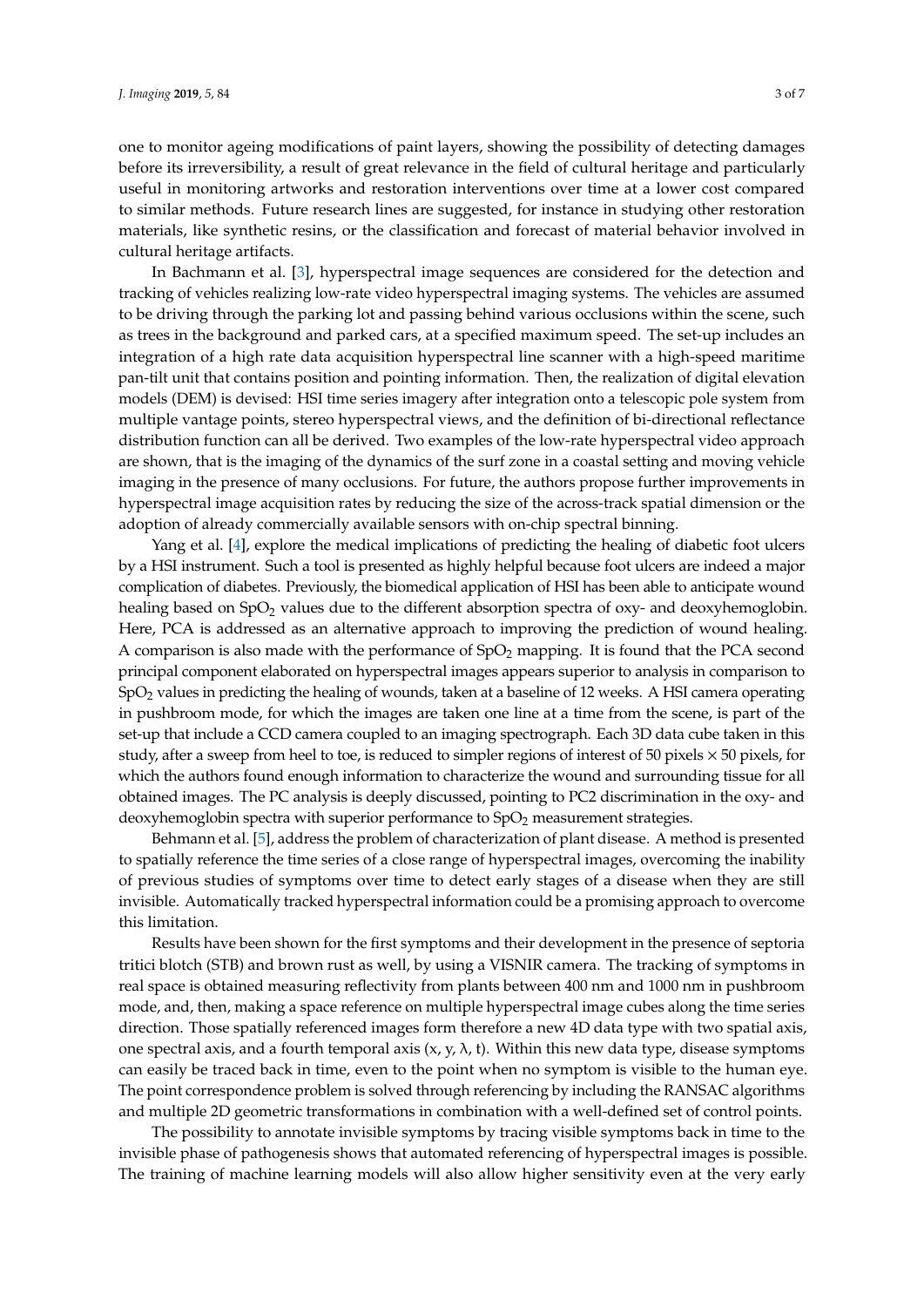one to monitor ageing modifications of paint layers, showing the possibility of detecting damages before its irreversibility, a result of great relevance in the field of cultural heritage and particularly useful in monitoring artworks and restoration interventions over time at a lower cost compared to similar methods. Future research lines are suggested, for instance in studying other restoration materials, like synthetic resins, or the classification and forecast of material behavior involved in cultural heritage artifacts.

In Bachmann et al. [3], hyperspectral image sequences are considered for the detection and tracking of vehicles realizing low-rate video hyperspectral imaging systems. The vehicles are assumed to be driving through the parking lot and passing behind various occlusions within the scene, such as trees in the background and parked cars, at a specified maximum speed. The set-up includes an integration of a high rate data acquisition hyperspectral line scanner with a high-speed maritime pan-tilt unit that contains position and pointing information. Then, the realization of digital elevation models (DEM) is devised: HSI time series imagery after integration onto a telescopic pole system from multiple vantage points, stereo hyperspectral views, and the definition of bi-directional reflectance distribution function can all be derived. Two examples of the low-rate hyperspectral video approach are shown, that is the imaging of the dynamics of the surf zone in a coastal setting and moving vehicle imaging in the presence of many occlusions. For future, the authors propose further improvements in hyperspectral image acquisition rates by reducing the size of the across-track spatial dimension or the adoption of already commercially available sensors with on-chip spectral binning.

Yang et al. [4], explore the medical implications of predicting the healing of diabetic foot ulcers by a HSI instrument. Such a tool is presented as highly helpful because foot ulcers are indeed a major complication of diabetes. Previously, the biomedical application of HSI has been able to anticipate wound healing based on $SpO_2$ values due to the different absorption spectra of oxy- and deoxyhemoglobin. Here, PCA is addressed as an alternative approach to improving the prediction of wound healing. A comparison is also made with the performance of $SpO_2$ mapping. It is found that the PCA second principal component elaborated on hyperspectral images appears superior to analysis in comparison to $SpO_2$ values in predicting the healing of wounds, taken at a baseline of 12 weeks. A HSI camera operating in pushbroom mode, for which the images are taken one line at a time from the scene, is part of the set-up that include a CCD camera coupled to an imaging spectrograph. Each 3D data cube taken in this study, after a sweep from heel to toe, is reduced to simpler regions of interest of 50 pixels $\times$ 50 pixels, for which the authors found enough information to characterize the wound and surrounding tissue for all obtained images. The PC analysis is deeply discussed, pointing to PC2 discrimination in the oxy- and deoxyhemoglobin spectra with superior performance to $SpO_2$ measurement strategies.

Behmann et al. [5], address the problem of characterization of plant disease. A method is presented to spatially reference the time series of a close range of hyperspectral images, overcoming the inability of previous studies of symptoms over time to detect early stages of a disease when they are still invisible. Automatically tracked hyperspectral information could be a promising approach to overcome this limitation.

Results have been shown for the first symptoms and their development in the presence of septoria tritici blotch (STB) and brown rust as well, by using a VISNIR camera. The tracking of symptoms in real space is obtained measuring reflectivity from plants between 400 nm and 1000 nm in pushbroom mode, and, then, making a space reference on multiple hyperspectral image cubes along the time series direction. Those spatially referenced images form therefore a new 4D data type with two spatial axis, one spectral axis, and a fourth temporal axis ($x$, $y$, $\lambda$, $t$). Within this new data type, disease symptoms can easily be traced back in time, even to the point when no symptom is visible to the human eye. The point correspondence problem is solved through referencing by including the RANSAC algorithms and multiple 2D geometric transformations in combination with a well-defined set of control points.

The possibility to annotate invisible symptoms by tracing visible symptoms back in time to the invisible phase of pathogenesis shows that automated referencing of hyperspectral images is possible. The training of machine learning models will also allow higher sensitivity even at the very early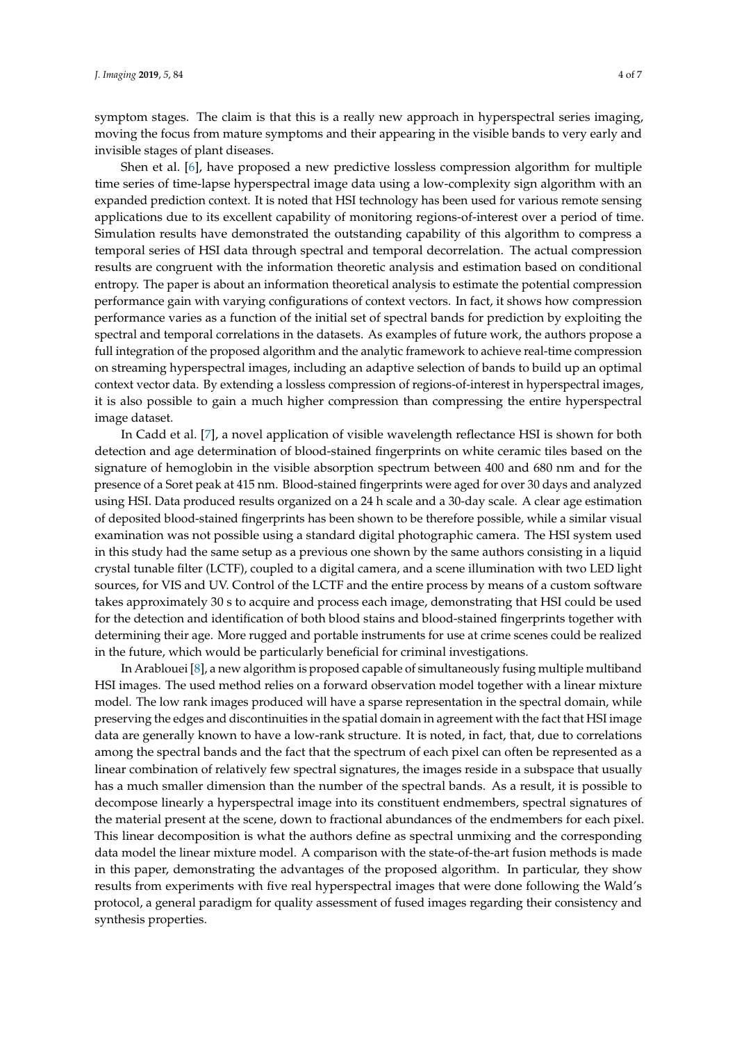symptom stages. The claim is that this is a really new approach in hyperspectral series imaging, moving the focus from mature symptoms and their appearing in the visible bands to very early and invisible stages of plant diseases.

Shen et al. [6], have proposed a new predictive lossless compression algorithm for multiple time series of time-lapse hyperspectral image data using a low-complexity sign algorithm with an expanded prediction context. It is noted that HSI technology has been used for various remote sensing applications due to its excellent capability of monitoring regions-of-interest over a period of time. Simulation results have demonstrated the outstanding capability of this algorithm to compress a temporal series of HSI data through spectral and temporal decorrelation. The actual compression results are congruent with the information theoretic analysis and estimation based on conditional entropy. The paper is about an information theoretical analysis to estimate the potential compression performance gain with varying configurations of context vectors. In fact, it shows how compression performance varies as a function of the initial set of spectral bands for prediction by exploiting the spectral and temporal correlations in the datasets. As examples of future work, the authors propose a full integration of the proposed algorithm and the analytic framework to achieve real-time compression on streaming hyperspectral images, including an adaptive selection of bands to build up an optimal context vector data. By extending a lossless compression of regions-of-interest in hyperspectral images, it is also possible to gain a much higher compression than compressing the entire hyperspectral image dataset.

In Cadd et al. [7], a novel application of visible wavelength reflectance HSI is shown for both detection and age determination of blood-stained fingerprints on white ceramic tiles based on the signature of hemoglobin in the visible absorption spectrum between 400 and 680 nm and for the presence of a Soret peak at 415 nm. Blood-stained fingerprints were aged for over 30 days and analyzed using HSI. Data produced results organized on a 24 h scale and a 30-day scale. A clear age estimation of deposited blood-stained fingerprints has been shown to be therefore possible, while a similar visual examination was not possible using a standard digital photographic camera. The HSI system used in this study had the same setup as a previous one shown by the same authors consisting in a liquid crystal tunable filter (LCTF), coupled to a digital camera, and a scene illumination with two LED light sources, for VIS and UV. Control of the LCTF and the entire process by means of a custom software takes approximately 30 s to acquire and process each image, demonstrating that HSI could be used for the detection and identification of both blood stains and blood-stained fingerprints together with determining their age. More rugged and portable instruments for use at crime scenes could be realized in the future, which would be particularly beneficial for criminal investigations.

In Arablouei [8], a new algorithm is proposed capable of simultaneously fusing multiple multiband HSI images. The used method relies on a forward observation model together with a linear mixture model. The low rank images produced will have a sparse representation in the spectral domain, while preserving the edges and discontinuities in the spatial domain in agreement with the fact that HSI image data are generally known to have a low-rank structure. It is noted, in fact, that, due to correlations among the spectral bands and the fact that the spectrum of each pixel can often be represented as a linear combination of relatively few spectral signatures, the images reside in a subspace that usually has a much smaller dimension than the number of the spectral bands. As a result, it is possible to decompose linearly a hyperspectral image into its constituent endmembers, spectral signatures of the material present at the scene, down to fractional abundances of the endmembers for each pixel. This linear decomposition is what the authors define as spectral unmixing and the corresponding data model the linear mixture model. A comparison with the state-of-the-art fusion methods is made in this paper, demonstrating the advantages of the proposed algorithm. In particular, they show results from experiments with five real hyperspectral images that were done following the Wald's protocol, a general paradigm for quality assessment of fused images regarding their consistency and synthesis properties.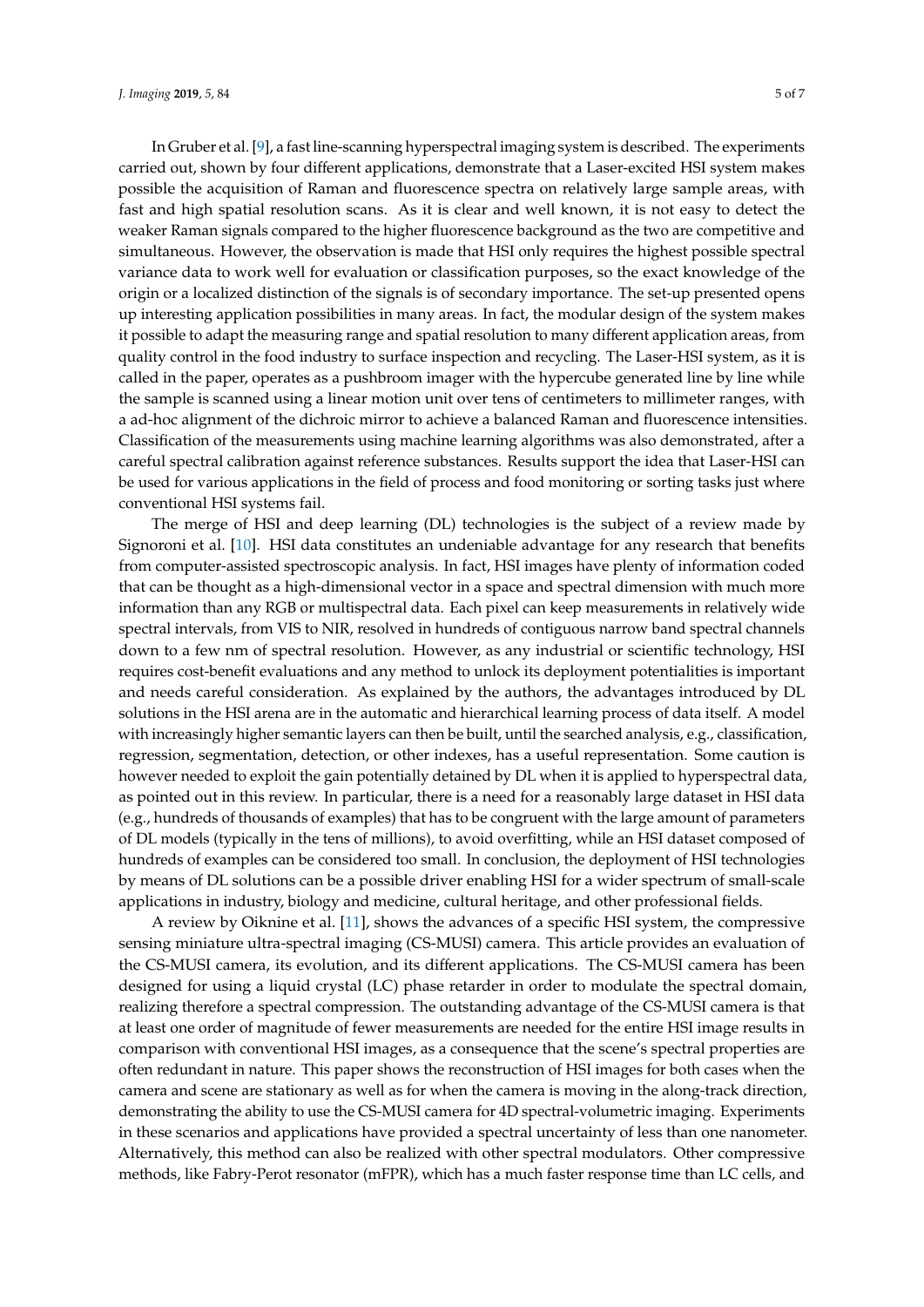In Gruber et al. [9], a fast line-scanning hyperspectral imaging system is described. The experiments carried out, shown by four different applications, demonstrate that a Laser-excited HSI system makes possible the acquisition of Raman and fluorescence spectra on relatively large sample areas, with fast and high spatial resolution scans. As it is clear and well known, it is not easy to detect the weaker Raman signals compared to the higher fluorescence background as the two are competitive and simultaneous. However, the observation is made that HSI only requires the highest possible spectral variance data to work well for evaluation or classification purposes, so the exact knowledge of the origin or a localized distinction of the signals is of secondary importance. The set-up presented opens up interesting application possibilities in many areas. In fact, the modular design of the system makes it possible to adapt the measuring range and spatial resolution to many different application areas, from quality control in the food industry to surface inspection and recycling. The Laser-HSI system, as it is called in the paper, operates as a pushbroom imager with the hypercube generated line by line while the sample is scanned using a linear motion unit over tens of centimeters to millimeter ranges, with a ad-hoc alignment of the dichroic mirror to achieve a balanced Raman and fluorescence intensities. Classification of the measurements using machine learning algorithms was also demonstrated, after a careful spectral calibration against reference substances. Results support the idea that Laser-HSI can be used for various applications in the field of process and food monitoring or sorting tasks just where conventional HSI systems fail.

The merge of HSI and deep learning (DL) technologies is the subject of a review made by Signoroni et al. [10]. HSI data constitutes an undeniable advantage for any research that benefits from computer-assisted spectroscopic analysis. In fact, HSI images have plenty of information coded that can be thought as a high-dimensional vector in a space and spectral dimension with much more information than any RGB or multispectral data. Each pixel can keep measurements in relatively wide spectral intervals, from VIS to NIR, resolved in hundreds of contiguous narrow band spectral channels down to a few nm of spectral resolution. However, as any industrial or scientific technology, HSI requires cost-benefit evaluations and any method to unlock its deployment potentialities is important and needs careful consideration. As explained by the authors, the advantages introduced by DL solutions in the HSI arena are in the automatic and hierarchical learning process of data itself. A model with increasingly higher semantic layers can then be built, until the searched analysis, e.g., classification, regression, segmentation, detection, or other indexes, has a useful representation. Some caution is however needed to exploit the gain potentially detained by DL when it is applied to hyperspectral data, as pointed out in this review. In particular, there is a need for a reasonably large dataset in HSI data (e.g., hundreds of thousands of examples) that has to be congruent with the large amount of parameters of DL models (typically in the tens of millions), to avoid overfitting, while an HSI dataset composed of hundreds of examples can be considered too small. In conclusion, the deployment of HSI technologies by means of DL solutions can be a possible driver enabling HSI for a wider spectrum of small-scale applications in industry, biology and medicine, cultural heritage, and other professional fields.

A review by Oiknine et al. [11], shows the advances of a specific HSI system, the compressive sensing miniature ultra-spectral imaging (CS-MUSI) camera. This article provides an evaluation of the CS-MUSI camera, its evolution, and its different applications. The CS-MUSI camera has been designed for using a liquid crystal (LC) phase retarder in order to modulate the spectral domain, realizing therefore a spectral compression. The outstanding advantage of the CS-MUSI camera is that at least one order of magnitude of fewer measurements are needed for the entire HSI image results in comparison with conventional HSI images, as a consequence that the scene's spectral properties are often redundant in nature. This paper shows the reconstruction of HSI images for both cases when the camera and scene are stationary as well as for when the camera is moving in the along-track direction, demonstrating the ability to use the CS-MUSI camera for 4D spectral-volumetric imaging. Experiments in these scenarios and applications have provided a spectral uncertainty of less than one nanometer. Alternatively, this method can also be realized with other spectral modulators. Other compressive methods, like Fabry-Perot resonator (mFPR), which has a much faster response time than LC cells, and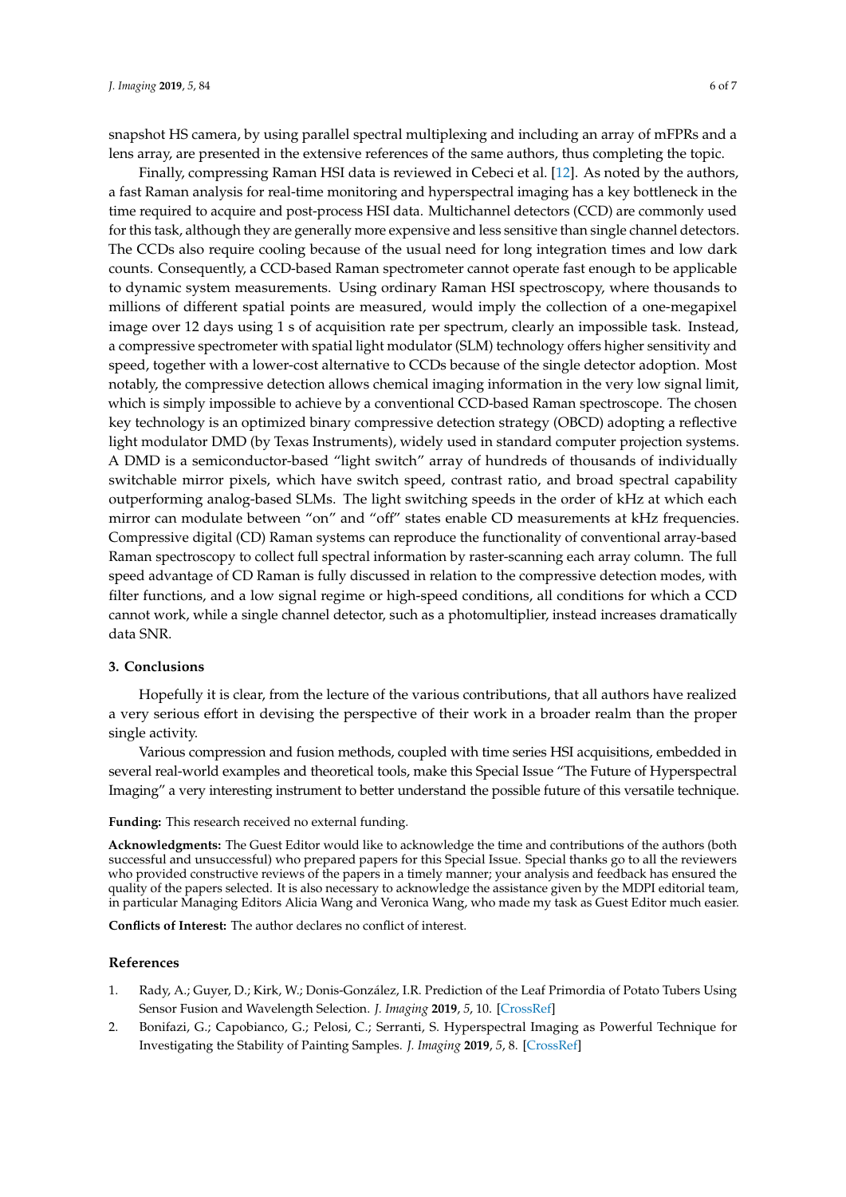snapshot HS camera, by using parallel spectral multiplexing and including an array of mFPRs and a lens array, are presented in the extensive references of the same authors, thus completing the topic.

Finally, compressing Raman HSI data is reviewed in Cebeci et al. [12]. As noted by the authors, a fast Raman analysis for real-time monitoring and hyperspectral imaging has a key bottleneck in the time required to acquire and post-process HSI data. Multichannel detectors (CCD) are commonly used for this task, although they are generally more expensive and less sensitive than single channel detectors. The CCDs also require cooling because of the usual need for long integration times and low dark counts. Consequently, a CCD-based Raman spectrometer cannot operate fast enough to be applicable to dynamic system measurements. Using ordinary Raman HSI spectroscopy, where thousands to millions of different spatial points are measured, would imply the collection of a one-megapixel image over 12 days using 1 s of acquisition rate per spectrum, clearly an impossible task. Instead, a compressive spectrometer with spatial light modulator (SLM) technology offers higher sensitivity and speed, together with a lower-cost alternative to CCDs because of the single detector adoption. Most notably, the compressive detection allows chemical imaging information in the very low signal limit, which is simply impossible to achieve by a conventional CCD-based Raman spectroscope. The chosen key technology is an optimized binary compressive detection strategy (OBCD) adopting a reflective light modulator DMD (by Texas Instruments), widely used in standard computer projection systems. A DMD is a semiconductor-based "light switch" array of hundreds of thousands of individually switchable mirror pixels, which have switch speed, contrast ratio, and broad spectral capability outperforming analog-based SLMs. The light switching speeds in the order of kHz at which each mirror can modulate between "on" and "off" states enable CD measurements at kHz frequencies. Compressive digital (CD) Raman systems can reproduce the functionality of conventional array-based Raman spectroscopy to collect full spectral information by raster-scanning each array column. The full speed advantage of CD Raman is fully discussed in relation to the compressive detection modes, with filter functions, and a low signal regime or high-speed conditions, all conditions for which a CCD cannot work, while a single channel detector, such as a photomultiplier, instead increases dramatically data SNR.

## 3. Conclusions

Hopefully it is clear, from the lecture of the various contributions, that all authors have realized a very serious effort in devising the perspective of their work in a broader realm than the proper single activity.

Various compression and fusion methods, coupled with time series HSI acquisitions, embedded in several real-world examples and theoretical tools, make this Special Issue "The Future of Hyperspectral Imaging" a very interesting instrument to better understand the possible future of this versatile technique.

**Funding:** This research received no external funding.

**Acknowledgments:** The Guest Editor would like to acknowledge the time and contributions of the authors (both successful and unsuccessful) who prepared papers for this Special Issue. Special thanks go to all the reviewers who provided constructive reviews of the papers in a timely manner; your analysis and feedback has ensured the quality of the papers selected. It is also necessary to acknowledge the assistance given by the MDPI editorial team, in particular Managing Editors Alicia Wang and Veronica Wang, who made my task as Guest Editor much easier.

**Conflicts of Interest:** The author declares no conflict of interest.

## References

1. Rady, A.; Guyer, D.; Kirk, W.; Donis-González, I.R. Prediction of the Leaf Primordia of Potato Tubers Using Sensor Fusion and Wavelength Selection. *J. Imaging* **2019**, *5*, 10. [CrossRef]
2. Bonifazi, G.; Capobianco, G.; Pelosi, C.; Serranti, S. Hyperspectral Imaging as Powerful Technique for Investigating the Stability of Painting Samples. *J. Imaging* **2019**, *5*, 8. [CrossRef]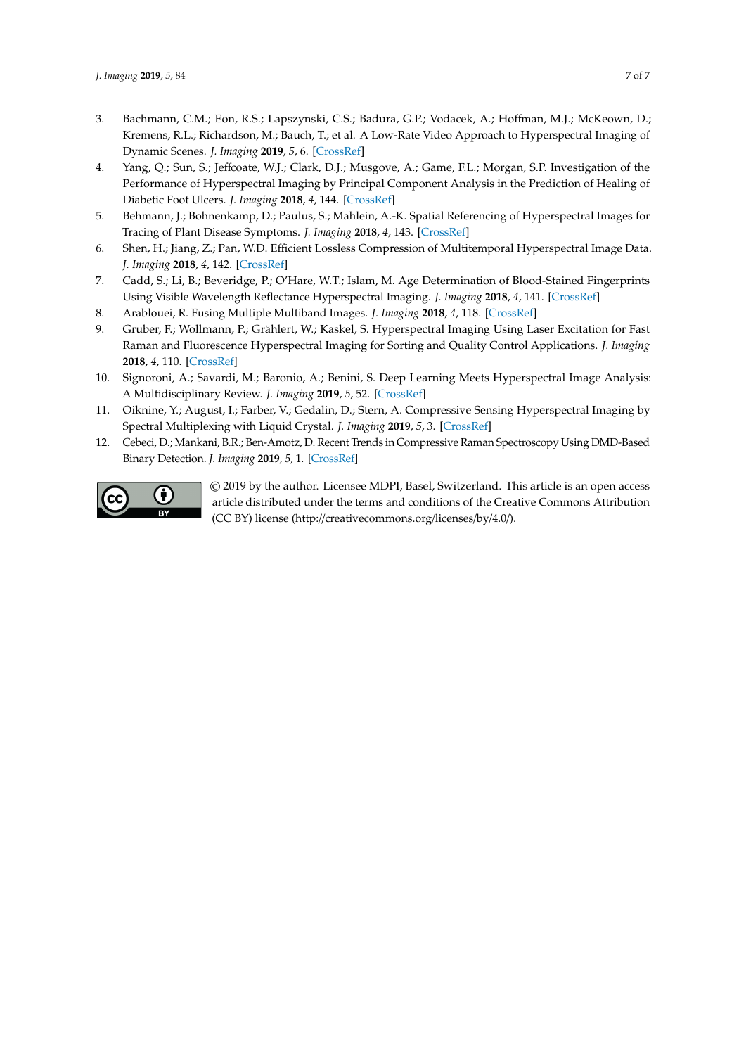3. Bachmann, C.M.; Eon, R.S.; Lapszynski, C.S.; Badura, G.P.; Vodacek, A.; Hoffman, M.J.; McKeown, D.; Kremens, R.L.; Richardson, M.; Bauch, T.; et al. A Low-Rate Video Approach to Hyperspectral Imaging of Dynamic Scenes. *J. Imaging* **2019**, *5*, 6. [CrossRef]
4. Yang, Q.; Sun, S.; Jeffcoate, W.J.; Clark, D.J.; Musgove, A.; Game, F.L.; Morgan, S.P. Investigation of the Performance of Hyperspectral Imaging by Principal Component Analysis in the Prediction of Healing of Diabetic Foot Ulcers. *J. Imaging* **2018**, *4*, 144. [CrossRef]
5. Behmann, J.; Bohnenkamp, D.; Paulus, S.; Mahlein, A.-K. Spatial Referencing of Hyperspectral Images for Tracing of Plant Disease Symptoms. *J. Imaging* **2018**, *4*, 143. [CrossRef]
6. Shen, H.; Jiang, Z.; Pan, W.D. Efficient Lossless Compression of Multitemporal Hyperspectral Image Data. *J. Imaging* **2018**, *4*, 142. [CrossRef]
7. Cadd, S.; Li, B.; Beveridge, P.; O'Hare, W.T.; Islam, M. Age Determination of Blood-Stained Fingerprints Using Visible Wavelength Reflectance Hyperspectral Imaging. *J. Imaging* **2018**, *4*, 141. [CrossRef]
8. Arablouei, R. Fusing Multiple Multiband Images. *J. Imaging* **2018**, *4*, 118. [CrossRef]
9. Gruber, F.; Wollmann, P.; Grählert, W.; Kaskel, S. Hyperspectral Imaging Using Laser Excitation for Fast Raman and Fluorescence Hyperspectral Imaging for Sorting and Quality Control Applications. *J. Imaging* **2018**, *4*, 110. [CrossRef]
10. Signoroni, A.; Savardi, M.; Baronio, A.; Benini, S. Deep Learning Meets Hyperspectral Image Analysis: A Multidisciplinary Review. *J. Imaging* **2019**, *5*, 52. [CrossRef]
11. Oiknine, Y.; August, I.; Farber, V.; Gedalin, D.; Stern, A. Compressive Sensing Hyperspectral Imaging by Spectral Multiplexing with Liquid Crystal. *J. Imaging* **2019**, *5*, 3. [CrossRef]
12. Cebeci, D.; Mankani, B.R.; Ben-Amotz, D. Recent Trends in Compressive Raman Spectroscopy Using DMD-Based Binary Detection. *J. Imaging* **2019**, *5*, 1. [CrossRef]

© 2019 by the author. Licensee MDPI, Basel, Switzerland. This article is an open access article distributed under the terms and conditions of the Creative Commons Attribution (CC BY) license (http://creativecommons.org/licenses/by/4.0/).